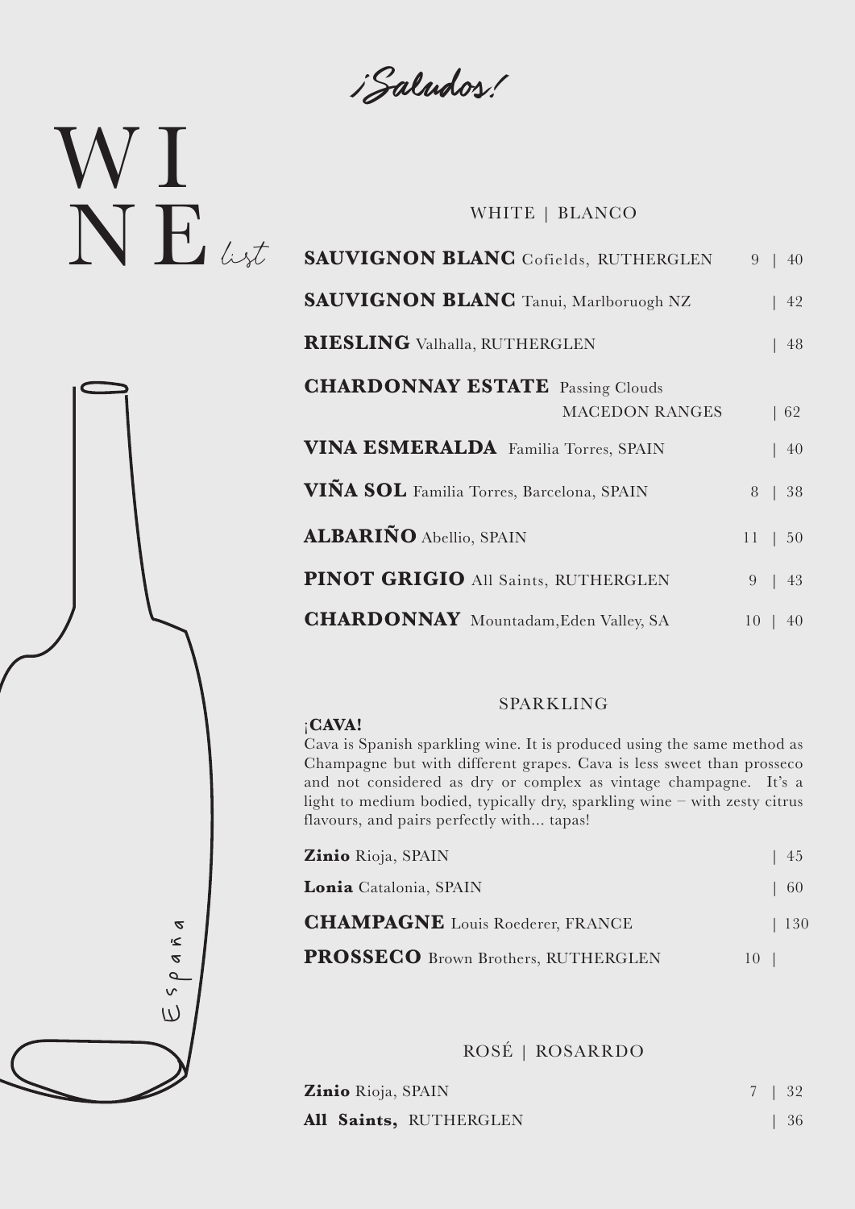¡Saludos!

# WINE *list*

España

## WHITE | BLANCO

| Wine | Glass | Bottle |
|---|---|---|
| **SAUVIGNON BLANC** Cofields, RUTHERGLEN | 9 | 40 |
| **SAUVIGNON BLANC** Tanui, Marlboruogh NZ | | 42 |
| **RIESLING** Valhalla, RUTHERGLEN | | 48 |
| **CHARDONNAY ESTATE** Passing Clouds MACEDON RANGES | | 62 |
| **VINA ESMERALDA** Familia Torres, SPAIN | | 40 |
| **VIÑA SOL** Familia Torres, Barcelona, SPAIN | 8 | 38 |
| **ALBARIÑO** Abellio, SPAIN | 11 | 50 |
| **PINOT GRIGIO** All Saints, RUTHERGLEN | 9 | 43 |
| **CHARDONNAY** Mountadam,Eden Valley, SA | 10 | 40 |

## SPARKLING

**¡CAVA!**

Cava is Spanish sparkling wine. It is produced using the same method as Champagne but with different grapes. Cava is less sweet than prosseco and not considered as dry or complex as vintage champagne. It's a light to medium bodied, typically dry, sparkling wine – with zesty citrus flavours, and pairs perfectly with... tapas!

| Wine | Glass | Bottle |
|---|---|---|
| **Zinio** Rioja, SPAIN | | 45 |
| **Lonia** Catalonia, SPAIN | | 60 |
| **CHAMPAGNE** Louis Roederer, FRANCE | | 130 |
| **PROSSECO** Brown Brothers, RUTHERGLEN | 10 | |

## ROSÉ | ROSARRDO

| Wine | Glass | Bottle |
|---|---|---|
| **Zinio** Rioja, SPAIN | 7 | 32 |
| **All Saints,** RUTHERGLEN | | 36 |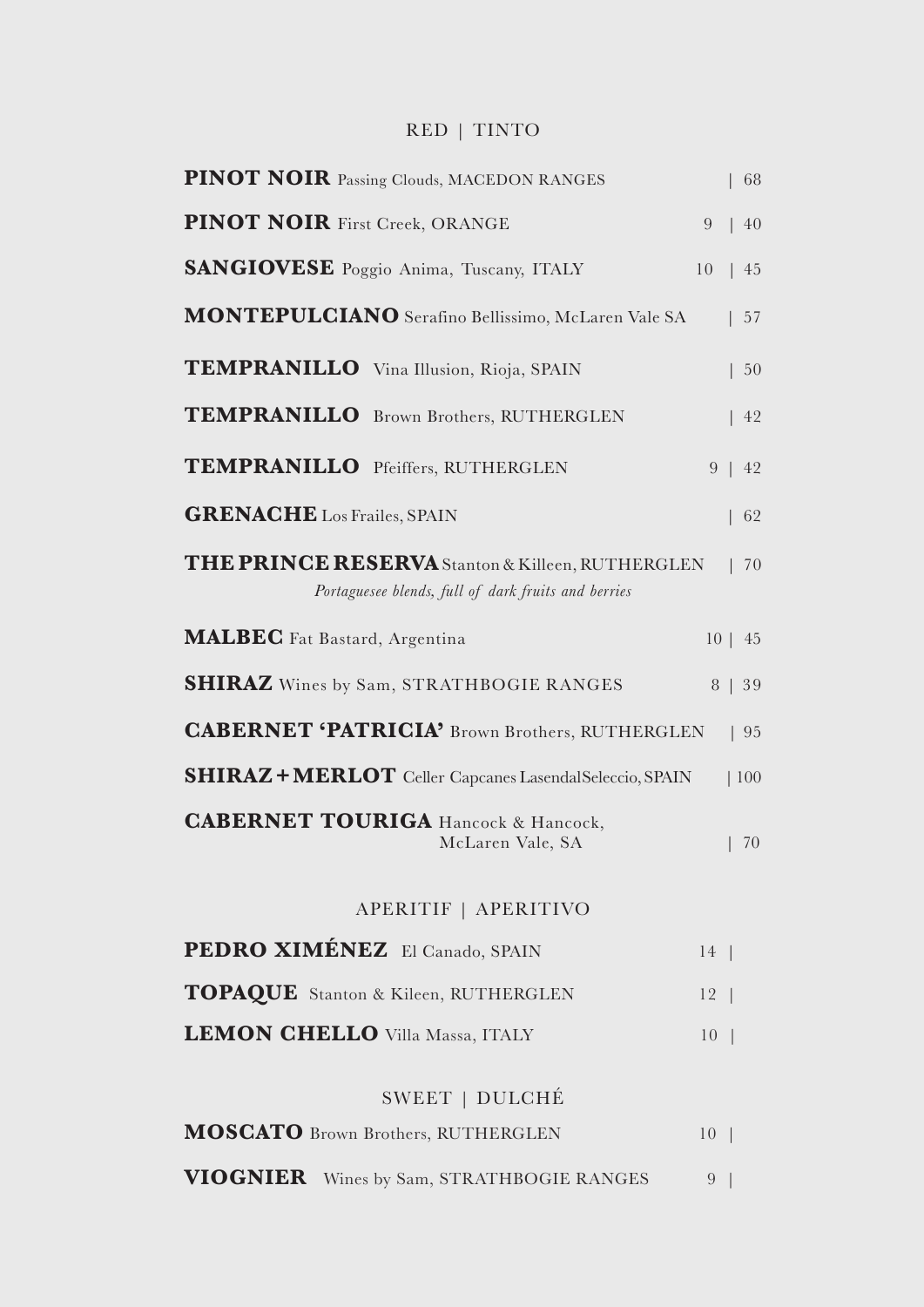## RED | TINTO

| | | |
|---|---|---|
| **PINOT NOIR** Passing Clouds, MACEDON RANGES | | 68 |
| **PINOT NOIR** First Creek, ORANGE | 9 | 40 |
| **SANGIOVESE** Poggio Anima, Tuscany, ITALY | 10 | 45 |
| **MONTEPULCIANO** Serafino Bellissimo, McLaren Vale SA | | 57 |
| **TEMPRANILLO** Vina Illusion, Rioja, SPAIN | | 50 |
| **TEMPRANILLO** Brown Brothers, RUTHERGLEN | | 42 |
| **TEMPRANILLO** Pfeiffers, RUTHERGLEN | 9 | 42 |
| **GRENACHE** Los Frailes, SPAIN | | 62 |
| **THE PRINCE RESERVA** Stanton & Killeen, RUTHERGLEN *Portaguesee blends, full of dark fruits and berries* | | 70 |
| **MALBEC** Fat Bastard, Argentina | 10 | 45 |
| **SHIRAZ** Wines by Sam, STRATHBOGIE RANGES | 8 | 39 |
| **CABERNET 'PATRICIA'** Brown Brothers, RUTHERGLEN | | 95 |
| **SHIRAZ + MERLOT** Celler Capcanes Lasendal Seleccio, SPAIN | | 100 |
| **CABERNET TOURIGA** Hancock & Hancock, McLaren Vale, SA | | 70 |

## APERITIF | APERITIVO

| | | |
|---|---|---|
| **PEDRO XIMÉNEZ** El Canado, SPAIN | 14 | |
| **TOPAQUE** Stanton & Kileen, RUTHERGLEN | 12 | |
| **LEMON CHELLO** Villa Massa, ITALY | 10 | |

## SWEET | DULCHÉ

| | | |
|---|---|---|
| **MOSCATO** Brown Brothers, RUTHERGLEN | 10 | |
| **VIOGNIER** Wines by Sam, STRATHBOGIE RANGES | 9 | |